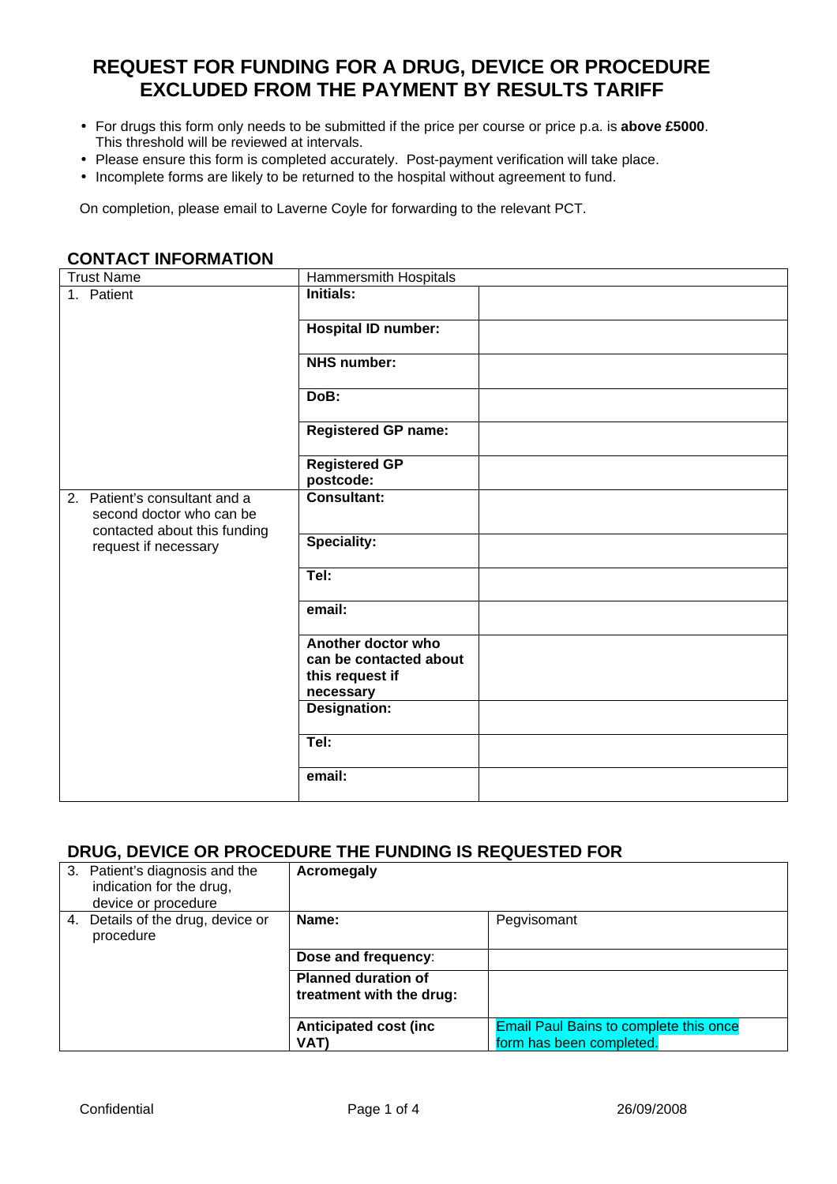# REQUEST FOR FUNDING FOR A DRUG, DEVICE OR PROCEDURE EXCLUDED FROM THE PAYMENT BY RESULTS TARIFF

- For drugs this form only needs to be submitted if the price per course or price p.a. is **above £5000**. This threshold will be reviewed at intervals.
- Please ensure this form is completed accurately. Post-payment verification will take place.
- Incomplete forms are likely to be returned to the hospital without agreement to fund.

On completion, please email to Laverne Coyle for forwarding to the relevant PCT.

## CONTACT INFORMATION

| Trust Name | Hammersmith Hospitals | |
|---|---|---|
| 1. Patient | **Initials:** | |
| | **Hospital ID number:** | |
| | **NHS number:** | |
| | **DoB:** | |
| | **Registered GP name:** | |
| | **Registered GP postcode:** | |
| 2. Patient's consultant and a second doctor who can be contacted about this funding request if necessary | **Consultant:** | |
| | **Speciality:** | |
| | **Tel:** | |
| | **email:** | |
| | **Another doctor who can be contacted about this request if necessary** | |
| | **Designation:** | |
| | **Tel:** | |
| | **email:** | |

## DRUG, DEVICE OR PROCEDURE THE FUNDING IS REQUESTED FOR

| 3. Patient's diagnosis and the indication for the drug, device or procedure | **Acromegaly** | |
|---|---|---|
| 4. Details of the drug, device or procedure | **Name:** | Pegvisomant |
| | **Dose and frequency**: | |
| | **Planned duration of treatment with the drug:** | |
| | **Anticipated cost (inc VAT)** | Email Paul Bains to complete this once form has been completed. |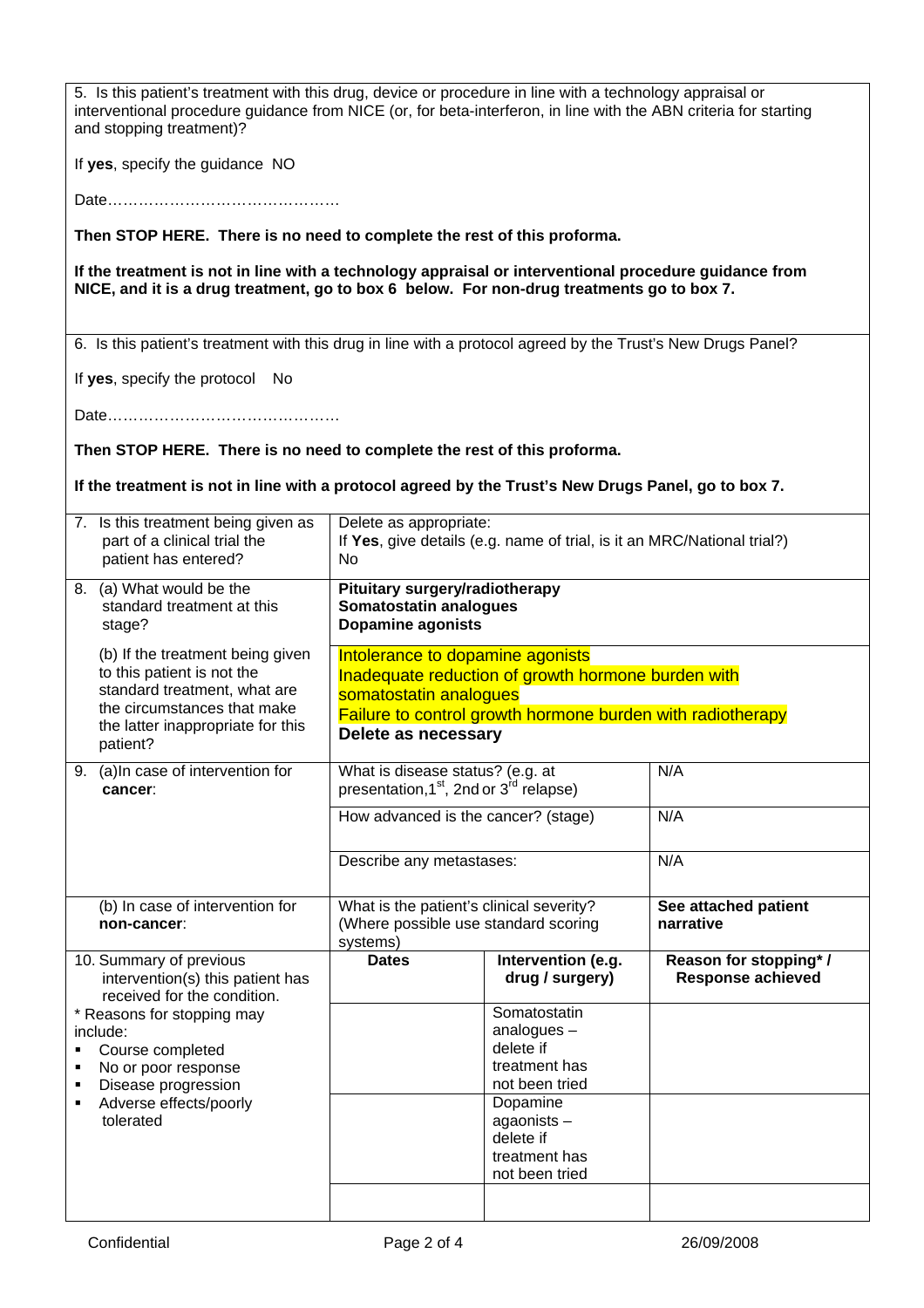5. Is this patient's treatment with this drug, device or procedure in line with a technology appraisal or interventional procedure guidance from NICE (or, for beta-interferon, in line with the ABN criteria for starting and stopping treatment)?

If **yes**, specify the guidance NO

Date……………………………………

**Then STOP HERE. There is no need to complete the rest of this proforma.**

**If the treatment is not in line with a technology appraisal or interventional procedure guidance from NICE, and it is a drug treatment, go to box 6 below. For non-drug treatments go to box 7.**

6. Is this patient's treatment with this drug in line with a protocol agreed by the Trust's New Drugs Panel?

If **yes**, specify the protocol No

Date……………………………………

**Then STOP HERE. There is no need to complete the rest of this proforma.**

**If the treatment is not in line with a protocol agreed by the Trust's New Drugs Panel, go to box 7.**

| | | | |
|---|---|---|---|
| 7. Is this treatment being given as part of a clinical trial the patient has entered? | Delete as appropriate:<br>If **Yes**, give details (e.g. name of trial, is it an MRC/National trial?)<br>No | | |
| 8. (a) What would be the standard treatment at this stage? | **Pituitary surgery/radiotherapy**<br>**Somatostatin analogues**<br>**Dopamine agonists** | | |
| (b) If the treatment being given to this patient is not the standard treatment, what are the circumstances that make the latter inappropriate for this patient? | Intolerance to dopamine agonists<br>Inadequate reduction of growth hormone burden with somatostatin analogues<br>Failure to control growth hormone burden with radiotherapy<br>**Delete as necessary** | | |
| 9. (a)In case of intervention for **cancer**: | What is disease status? (e.g. at presentation,1st, 2nd or 3rd relapse) | | N/A |
| | How advanced is the cancer? (stage) | | N/A |
| | Describe any metastases: | | N/A |
| (b) In case of intervention for **non-cancer**: | What is the patient's clinical severity? (Where possible use standard scoring systems) | | **See attached patient narrative** |
| 10. Summary of previous intervention(s) this patient has received for the condition. | **Dates** | **Intervention (e.g. drug / surgery)** | **Reason for stopping\* / Response achieved** |
| \* Reasons for stopping may include:<br>▪ Course completed<br>▪ No or poor response<br>▪ Disease progression<br>▪ Adverse effects/poorly tolerated | | Somatostatin analogues – delete if treatment has not been tried | |
| | | Dopamine agaonists – delete if treatment has not been tried | |
| | | | |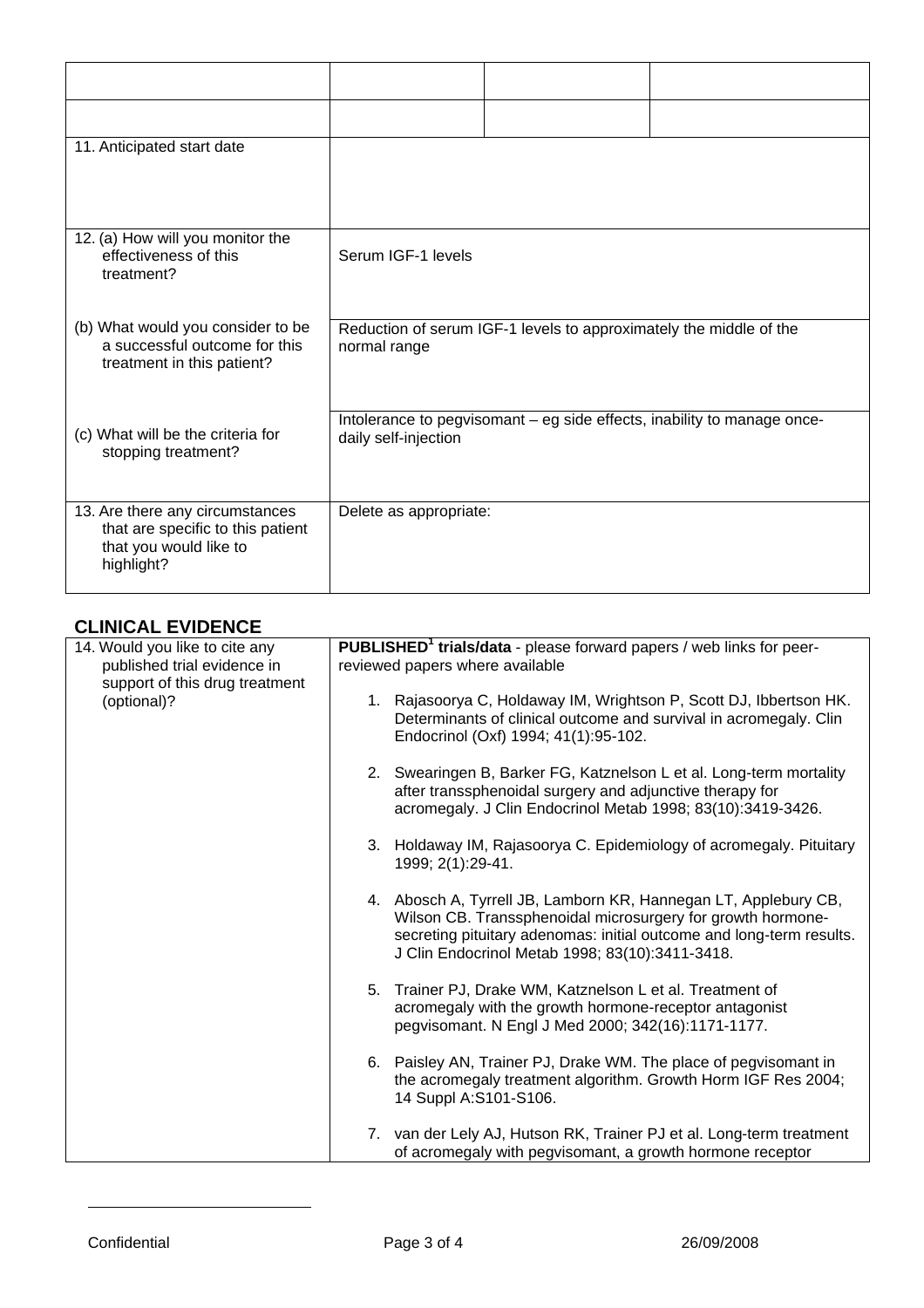| | | | |
|---|---|---|---|
| | | | |
| | | | |
| 11. Anticipated start date | | | |
| 12. (a) How will you monitor the effectiveness of this treatment? | Serum IGF-1 levels | | |
| (b) What would you consider to be a successful outcome for this treatment in this patient? | Reduction of serum IGF-1 levels to approximately the middle of the normal range | | |
| (c) What will be the criteria for stopping treatment? | Intolerance to pegvisomant – eg side effects, inability to manage once-daily self-injection | | |
| 13. Are there any circumstances that are specific to this patient that you would like to highlight? | Delete as appropriate: | | |

## CLINICAL EVIDENCE

| | |
|---|---|
| 14. Would you like to cite any published trial evidence in support of this drug treatment (optional)? | **PUBLISHED[1] trials/data** - please forward papers / web links for peer-reviewed papers where available<br><br>1. Rajasoorya C, Holdaway IM, Wrightson P, Scott DJ, Ibbertson HK. Determinants of clinical outcome and survival in acromegaly. Clin Endocrinol (Oxf) 1994; 41(1):95-102.<br><br>2. Swearingen B, Barker FG, Katznelson L et al. Long-term mortality after transsphenoidal surgery and adjunctive therapy for acromegaly. J Clin Endocrinol Metab 1998; 83(10):3419-3426.<br><br>3. Holdaway IM, Rajasoorya C. Epidemiology of acromegaly. Pituitary 1999; 2(1):29-41.<br><br>4. Abosch A, Tyrrell JB, Lamborn KR, Hannegan LT, Applebury CB, Wilson CB. Transsphenoidal microsurgery for growth hormone-secreting pituitary adenomas: initial outcome and long-term results. J Clin Endocrinol Metab 1998; 83(10):3411-3418.<br><br>5. Trainer PJ, Drake WM, Katznelson L et al. Treatment of acromegaly with the growth hormone-receptor antagonist pegvisomant. N Engl J Med 2000; 342(16):1171-1177.<br><br>6. Paisley AN, Trainer PJ, Drake WM. The place of pegvisomant in the acromegaly treatment algorithm. Growth Horm IGF Res 2004; 14 Suppl A:S101-S106.<br><br>7. van der Lely AJ, Hutson RK, Trainer PJ et al. Long-term treatment of acromegaly with pegvisomant, a growth hormone receptor |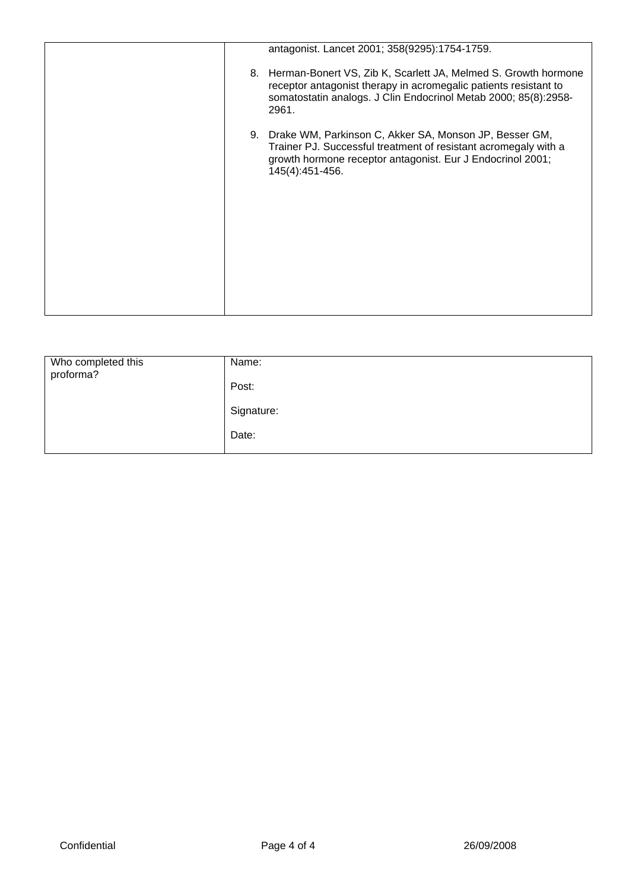| | |
|---|---|
| | antagonist. Lancet 2001; 358(9295):1754-1759.<br><br>8. Herman-Bonert VS, Zib K, Scarlett JA, Melmed S. Growth hormone receptor antagonist therapy in acromegalic patients resistant to somatostatin analogs. J Clin Endocrinol Metab 2000; 85(8):2958-2961.<br><br>9. Drake WM, Parkinson C, Akker SA, Monson JP, Besser GM, Trainer PJ. Successful treatment of resistant acromegaly with a growth hormone receptor antagonist. Eur J Endocrinol 2001; 145(4):451-456. |

| | |
|---|---|
| Who completed this proforma? | Name:<br><br>Post:<br><br>Signature:<br><br>Date: |

Confidential 26/09/2008